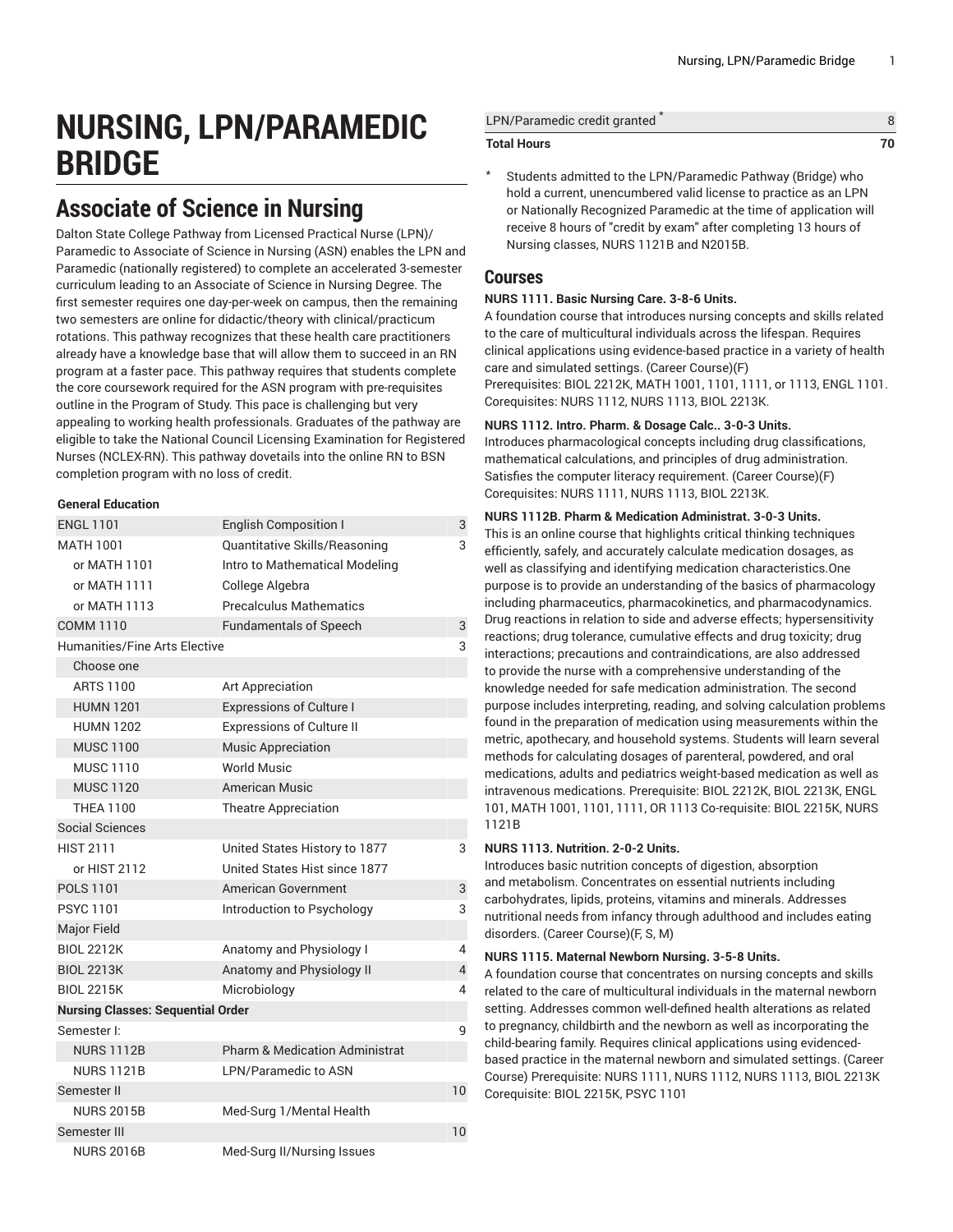# NURSING, LPN/PARAMEDIC BRIDGE

## Associate of Science in Nursing

Dalton State College Pathway from Licensed Practical Nurse (LPN)/ Paramedic to Associate of Science in Nursing (ASN) enables the LPN and Paramedic (nationally registered) to complete an accelerated 3-semester curriculum leading to an Associate of Science in Nursing Degree. The first semester requires one day-per-week on campus, then the remaining two semesters are online for didactic/theory with clinical/practicum rotations. This pathway recognizes that these health care practitioners already have a knowledge base that will allow them to succeed in an RN program at a faster pace. This pathway requires that students complete the core coursework required for the ASN program with pre-requisites outline in the Program of Study. This pace is challenging but very appealing to working health professionals. Graduates of the pathway are eligible to take the National Council Licensing Examination for Registered Nurses (NCLEX-RN). This pathway dovetails into the online RN to BSN completion program with no loss of credit.

| General Education | | |
|---|---|---|
| ENGL 1101 | English Composition I | 3 |
| MATH 1001 | Quantitative Skills/Reasoning | 3 |
| or MATH 1101 | Intro to Mathematical Modeling | |
| or MATH 1111 | College Algebra | |
| or MATH 1113 | Precalculus Mathematics | |
| COMM 1110 | Fundamentals of Speech | 3 |
| Humanities/Fine Arts Elective | | 3 |
| Choose one | | |
| ARTS 1100 | Art Appreciation | |
| HUMN 1201 | Expressions of Culture I | |
| HUMN 1202 | Expressions of Culture II | |
| MUSC 1100 | Music Appreciation | |
| MUSC 1110 | World Music | |
| MUSC 1120 | American Music | |
| THEA 1100 | Theatre Appreciation | |
| Social Sciences | | |
| HIST 2111 | United States History to 1877 | 3 |
| or HIST 2112 | United States Hist since 1877 | |
| POLS 1101 | American Government | 3 |
| PSYC 1101 | Introduction to Psychology | 3 |
| Major Field | | |
| BIOL 2212K | Anatomy and Physiology I | 4 |
| BIOL 2213K | Anatomy and Physiology II | 4 |
| BIOL 2215K | Microbiology | 4 |
| **Nursing Classes: Sequential Order** | | |
| Semester I: | | 9 |
| NURS 1112B | Pharm & Medication Administrat | |
| NURS 1121B | LPN/Paramedic to ASN | |
| Semester II | | 10 |
| NURS 2015B | Med-Surg 1/Mental Health | |
| Semester III | | 10 |
| NURS 2016B | Med-Surg II/Nursing Issues | |
| LPN/Paramedic credit granted * | | 8 |
| **Total Hours** | | **70** |

\* Students admitted to the LPN/Paramedic Pathway (Bridge) who hold a current, unencumbered valid license to practice as an LPN or Nationally Recognized Paramedic at the time of application will receive 8 hours of "credit by exam" after completing 13 hours of Nursing classes, NURS 1121B and N2015B.

## Courses

**NURS 1111. Basic Nursing Care. 3-8-6 Units.**

A foundation course that introduces nursing concepts and skills related to the care of multicultural individuals across the lifespan. Requires clinical applications using evidence-based practice in a variety of health care and simulated settings. (Career Course)(F)
Prerequisites: BIOL 2212K, MATH 1001, 1101, 1111, or 1113, ENGL 1101.
Corequisites: NURS 1112, NURS 1113, BIOL 2213K.

**NURS 1112. Intro. Pharm. & Dosage Calc.. 3-0-3 Units.**

Introduces pharmacological concepts including drug classifications, mathematical calculations, and principles of drug administration. Satisfies the computer literacy requirement. (Career Course)(F)
Corequisites: NURS 1111, NURS 1113, BIOL 2213K.

**NURS 1112B. Pharm & Medication Administrat. 3-0-3 Units.**

This is an online course that highlights critical thinking techniques efficiently, safely, and accurately calculate medication dosages, as well as classifying and identifying medication characteristics.One purpose is to provide an understanding of the basics of pharmacology including pharmaceutics, pharmacokinetics, and pharmacodynamics. Drug reactions in relation to side and adverse effects; hypersensitivity reactions; drug tolerance, cumulative effects and drug toxicity; drug interactions; precautions and contraindications, are also addressed to provide the nurse with a comprehensive understanding of the knowledge needed for safe medication administration. The second purpose includes interpreting, reading, and solving calculation problems found in the preparation of medication using measurements within the metric, apothecary, and household systems. Students will learn several methods for calculating dosages of parenteral, powdered, and oral medications, adults and pediatrics weight-based medication as well as intravenous medications. Prerequisite: BIOL 2212K, BIOL 2213K, ENGL 101, MATH 1001, 1101, 1111, OR 1113 Co-requisite: BIOL 2215K, NURS 1121B

**NURS 1113. Nutrition. 2-0-2 Units.**

Introduces basic nutrition concepts of digestion, absorption and metabolism. Concentrates on essential nutrients including carbohydrates, lipids, proteins, vitamins and minerals. Addresses nutritional needs from infancy through adulthood and includes eating disorders. (Career Course)(F, S, M)

**NURS 1115. Maternal Newborn Nursing. 3-5-8 Units.**

A foundation course that concentrates on nursing concepts and skills related to the care of multicultural individuals in the maternal newborn setting. Addresses common well-defined health alterations as related to pregnancy, childbirth and the newborn as well as incorporating the child-bearing family. Requires clinical applications using evidenced-based practice in the maternal newborn and simulated settings. (Career Course) Prerequisite: NURS 1111, NURS 1112, NURS 1113, BIOL 2213K Corequisite: BIOL 2215K, PSYC 1101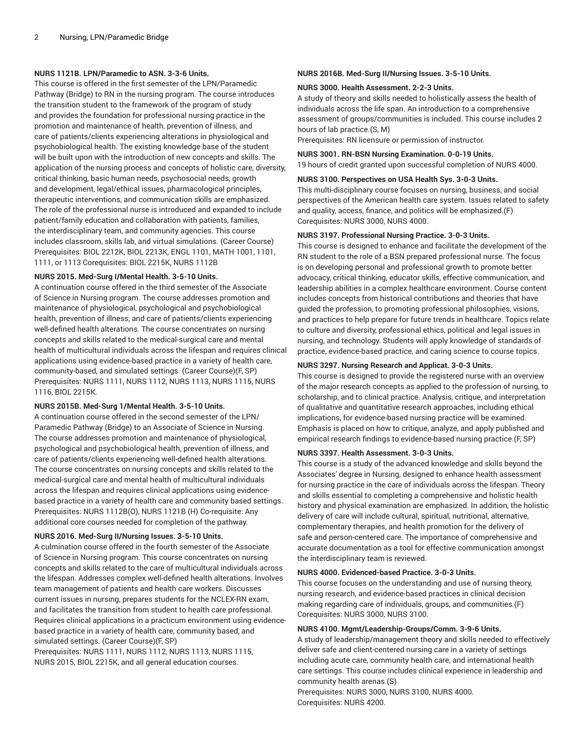**NURS 1121B. LPN/Paramedic to ASN. 3-3-6 Units.**

This course is offered in the first semester of the LPN/Paramedic Pathway (Bridge) to RN in the nursing program. The course introduces the transition student to the framework of the program of study and provides the foundation for professional nursing practice in the promotion and maintenance of health, prevention of illness, and care of patients/clients experiencing alterations in physiological and psychobiological health. The existing knowledge base of the student will be built upon with the introduction of new concepts and skills. The application of the nursing process and concepts of holistic care, diversity, critical thinking, basic human needs, psychosocial needs, growth and development, legal/ethical issues, pharmacological principles, therapeutic interventions, and communication skills are emphasized. The role of the professional nurse is introduced and expanded to include patient/family education and collaboration with patients, families, the interdisciplinary team, and community agencies. This course includes classroom, skills lab, and virtual simulations. (Career Course)
Prerequisites: BIOL 2212K, BIOL 2213K, ENGL 1101, MATH 1001, 1101, 1111, or 1113 Corequisites: BIOL 2215K, NURS 1112B

**NURS 2015. Med-Surg I/Mental Health. 3-5-10 Units.**

A continuation course offered in the third semester of the Associate of Science in Nursing program. The course addresses promotion and maintenance of physiological, psychological and psychobiological health, prevention of illness, and care of patients/clients experiencing well-defined health alterations. The course concentrates on nursing concepts and skills related to the medical-surgical care and mental health of multicultural individuals across the lifespan and requires clinical applications using evidence-based practice in a variety of health care, community-based, and simulated settings. (Career Course)(F, SP)
Prerequisites: NURS 1111, NURS 1112, NURS 1113, NURS 1115, NURS 1116, BIOL 2215K.

**NURS 2015B. Med-Surg 1/Mental Health. 3-5-10 Units.**

A continuation course offered in the second semester of the LPN/Paramedic Pathway (Bridge) to an Associate of Science in Nursing. The course addresses promotion and maintenance of physiological, psychological and psychobiological health, prevention of illness, and care of patients/clients experiencing well-defined health alterations. The course concentrates on nursing concepts and skills related to the medical-surgical care and mental health of multicultural individuals across the lifespan and requires clinical applications using evidence-based practice in a variety of health care and community based settings.
Prerequisites: NURS 1112B(O), NURS 1121B (H) Co-requisite: Any additional core courses needed for completion of the pathway.

**NURS 2016. Med-Surg II/Nursing Issues. 3-5-10 Units.**

A culmination course offered in the fourth semester of the Associate of Science in Nursing program. This course concentrates on nursing concepts and skills related to the care of multicultural individuals across the lifespan. Addresses complex well-defined health alterations. Involves team management of patients and health care workers. Discusses current issues in nursing, prepares students for the NCLEX-RN exam, and facilitates the transition from student to health care professional. Requires clinical applications in a practicum environment using evidence-based practice in a variety of health care, community based, and simulated settings. (Career Course)(F, SP)
Prerequisites: NURS 1111, NURS 1112, NURS 1113, NURS 1115, NURS 2015, BIOL 2215K, and all general education courses.

**NURS 2016B. Med-Surg II/Nursing Issues. 3-5-10 Units.**

**NURS 3000. Health Assessment. 2-2-3 Units.**

A study of theory and skills needed to holistically assess the health of individuals across the life span. An introduction to a comprehensive assessment of groups/communities is included. This course includes 2 hours of lab practice.(S, M)
Prerequisites: RN licensure or permission of instructor.

**NURS 3001. RN-BSN Nursing Examination. 0-0-19 Units.**

19 hours of credit granted upon successful completion of NURS 4000.

**NURS 3100. Perspectives on USA Health Sys. 3-0-3 Units.**

This multi-disciplinary course focuses on nursing, business, and social perspectives of the American health care system. Issues related to safety and quality, access, finance, and politics will be emphasized.(F)
Corequisites: NURS 3000, NURS 4000.

**NURS 3197. Professional Nursing Practice. 3-0-3 Units.**

This course is designed to enhance and facilitate the development of the RN student to the role of a BSN prepared professional nurse. The focus is on developing personal and professional growth to promote better advocacy, critical thinking, educator skills, effective communication, and leadership abilities in a complex healthcare environment. Course content includes concepts from historical contributions and theories that have guided the profession, to promoting professional philosophies, visions, and practices to help prepare for future trends in healthcare. Topics relate to culture and diversity, professional ethics, political and legal issues in nursing, and technology. Students will apply knowledge of standards of practice, evidence-based practice, and caring science to course topics.

**NURS 3297. Nursing Research and Applicat. 3-0-3 Units.**

This course is designed to provide the registered nurse with an overview of the major research concepts as applied to the profession of nursing, to scholarship, and to clinical practice. Analysis, critique, and interpretation of qualitative and quantitative research approaches, including ethical implications, for evidence-based nursing practice will be examined. Emphasis is placed on how to critique, analyze, and apply published and empirical research findings to evidence-based nursing practice.(F, SP)

**NURS 3397. Health Assessment. 3-0-3 Units.**

This course is a study of the advanced knowledge and skills beyond the Associates' degree in Nursing, designed to enhance health assessment for nursing practice in the care of individuals across the lifespan. Theory and skills essential to completing a comprehensive and holistic health history and physical examination are emphasized. In addition, the holistic delivery of care will include cultural, spiritual, nutritional, alternative, complementary therapies, and health promotion for the delivery of safe and person-centered care. The importance of comprehensive and accurate documentation as a tool for effective communication amongst the interdisciplinary team is reviewed.

**NURS 4000. Evidenced-based Practice. 3-0-3 Units.**

This course focuses on the understanding and use of nursing theory, nursing research, and evidence-based practices in clinical decision making regarding care of individuals, groups, and communities.(F)
Corequisites: NURS 3000, NURS 3100.

**NURS 4100. Mgmt/Leadership-Groups/Comm. 3-9-6 Units.**

A study of leadership/management theory and skills needed to effectively deliver safe and client-centered nursing care in a variety of settings including acute care, community health care, and international health care settings. This course includes clinical experience in leadership and community health arenas.(S)
Prerequisites: NURS 3000, NURS 3100, NURS 4000.
Corequisites: NURS 4200.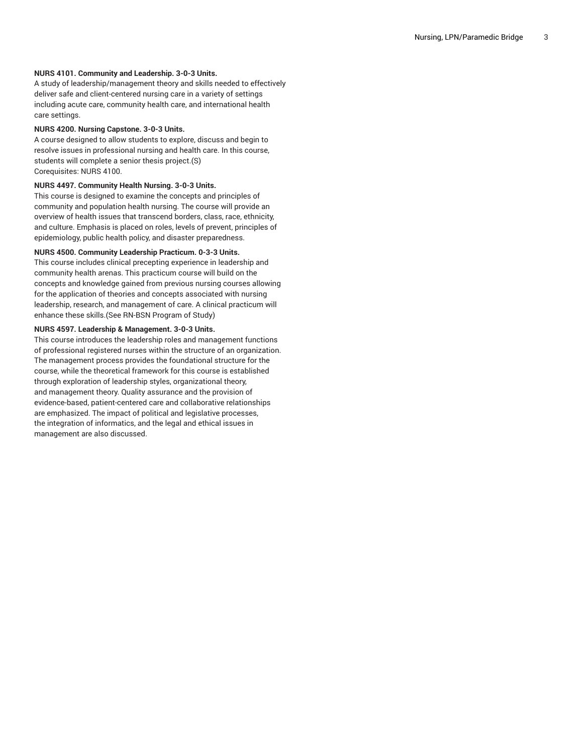**NURS 4101. Community and Leadership. 3-0-3 Units.**
A study of leadership/management theory and skills needed to effectively deliver safe and client-centered nursing care in a variety of settings including acute care, community health care, and international health care settings.

**NURS 4200. Nursing Capstone. 3-0-3 Units.**
A course designed to allow students to explore, discuss and begin to resolve issues in professional nursing and health care. In this course, students will complete a senior thesis project.(S)
Corequisites: NURS 4100.

**NURS 4497. Community Health Nursing. 3-0-3 Units.**
This course is designed to examine the concepts and principles of community and population health nursing. The course will provide an overview of health issues that transcend borders, class, race, ethnicity, and culture. Emphasis is placed on roles, levels of prevent, principles of epidemiology, public health policy, and disaster preparedness.

**NURS 4500. Community Leadership Practicum. 0-3-3 Units.**
This course includes clinical precepting experience in leadership and community health arenas. This practicum course will build on the concepts and knowledge gained from previous nursing courses allowing for the application of theories and concepts associated with nursing leadership, research, and management of care. A clinical practicum will enhance these skills.(See RN-BSN Program of Study)

**NURS 4597. Leadership & Management. 3-0-3 Units.**
This course introduces the leadership roles and management functions of professional registered nurses within the structure of an organization. The management process provides the foundational structure for the course, while the theoretical framework for this course is established through exploration of leadership styles, organizational theory, and management theory. Quality assurance and the provision of evidence-based, patient-centered care and collaborative relationships are emphasized. The impact of political and legislative processes, the integration of informatics, and the legal and ethical issues in management are also discussed.